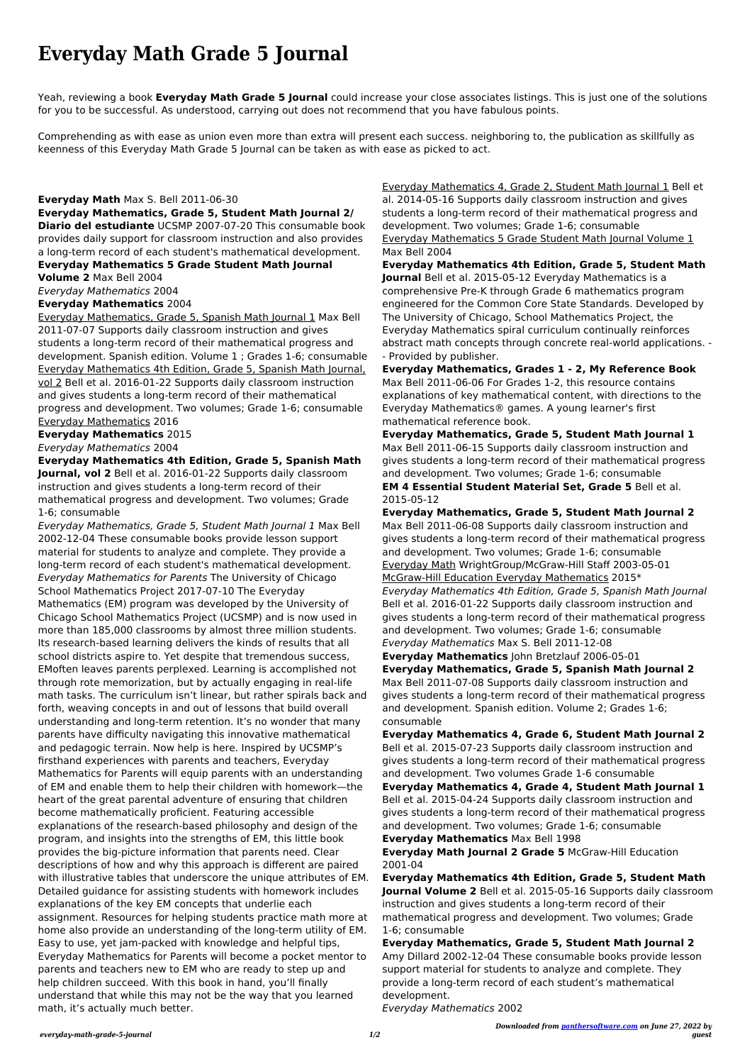# Everyday Math Grade 5 Journal

Yeah, reviewing a book **Everyday Math Grade 5 Journal** could increase your close associates listings. This is just one of the solutions for you to be successful. As understood, carrying out does not recommend that you have fabulous points.

Comprehending as with ease as union even more than extra will present each success. neighboring to, the publication as skillfully as keenness of this Everyday Math Grade 5 Journal can be taken as with ease as picked to act.

**Everyday Math** Max S. Bell 2011-06-30

**Everyday Mathematics, Grade 5, Student Math Journal 2/ Diario del estudiante** UCSMP 2007-07-20 This consumable book provides daily support for classroom instruction and also provides a long-term record of each student's mathematical development.

**Everyday Mathematics 5 Grade Student Math Journal Volume 2** Max Bell 2004

*Everyday Mathematics* 2004

**Everyday Mathematics** 2004

Everyday Mathematics, Grade 5, Spanish Math Journal 1 Max Bell 2011-07-07 Supports daily classroom instruction and gives students a long-term record of their mathematical progress and development. Spanish edition. Volume 1 ; Grades 1-6; consumable

Everyday Mathematics 4th Edition, Grade 5, Spanish Math Journal, vol 2 Bell et al. 2016-01-22 Supports daily classroom instruction and gives students a long-term record of their mathematical progress and development. Two volumes; Grade 1-6; consumable

Everyday Mathematics 2016

**Everyday Mathematics** 2015

*Everyday Mathematics* 2004

**Everyday Mathematics 4th Edition, Grade 5, Spanish Math Journal, vol 2** Bell et al. 2016-01-22 Supports daily classroom instruction and gives students a long-term record of their mathematical progress and development. Two volumes; Grade 1-6; consumable

*Everyday Mathematics, Grade 5, Student Math Journal 1* Max Bell 2002-12-04 These consumable books provide lesson support material for students to analyze and complete. They provide a long-term record of each student's mathematical development.

*Everyday Mathematics for Parents* The University of Chicago School Mathematics Project 2017-07-10 The Everyday Mathematics (EM) program was developed by the University of Chicago School Mathematics Project (UCSMP) and is now used in more than 185,000 classrooms by almost three million students. Its research-based learning delivers the kinds of results that all school districts aspire to. Yet despite that tremendous success, EMoften leaves parents perplexed. Learning is accomplished not through rote memorization, but by actually engaging in real-life math tasks. The curriculum isn't linear, but rather spirals back and forth, weaving concepts in and out of lessons that build overall understanding and long-term retention. It's no wonder that many parents have difficulty navigating this innovative mathematical and pedagogic terrain. Now help is here. Inspired by UCSMP's firsthand experiences with parents and teachers, Everyday Mathematics for Parents will equip parents with an understanding of EM and enable them to help their children with homework—the heart of the great parental adventure of ensuring that children become mathematically proficient. Featuring accessible explanations of the research-based philosophy and design of the program, and insights into the strengths of EM, this little book provides the big-picture information that parents need. Clear descriptions of how and why this approach is different are paired with illustrative tables that underscore the unique attributes of EM. Detailed guidance for assisting students with homework includes explanations of the key EM concepts that underlie each assignment. Resources for helping students practice math more at home also provide an understanding of the long-term utility of EM. Easy to use, yet jam-packed with knowledge and helpful tips, Everyday Mathematics for Parents will become a pocket mentor to parents and teachers new to EM who are ready to step up and help children succeed. With this book in hand, you'll finally understand that while this may not be the way that you learned math, it's actually much better.

Everyday Mathematics 4, Grade 2, Student Math Journal 1 Bell et al. 2014-05-16 Supports daily classroom instruction and gives students a long-term record of their mathematical progress and development. Two volumes; Grade 1-6; consumable

Everyday Mathematics 5 Grade Student Math Journal Volume 1 Max Bell 2004

**Everyday Mathematics 4th Edition, Grade 5, Student Math Journal** Bell et al. 2015-05-12 Everyday Mathematics is a comprehensive Pre-K through Grade 6 mathematics program engineered for the Common Core State Standards. Developed by The University of Chicago, School Mathematics Project, the Everyday Mathematics spiral curriculum continually reinforces abstract math concepts through concrete real-world applications. -- Provided by publisher.

**Everyday Mathematics, Grades 1 - 2, My Reference Book** Max Bell 2011-06-06 For Grades 1-2, this resource contains explanations of key mathematical content, with directions to the Everyday Mathematics® games. A young learner's first mathematical reference book.

**Everyday Mathematics, Grade 5, Student Math Journal 1** Max Bell 2011-06-15 Supports daily classroom instruction and gives students a long-term record of their mathematical progress and development. Two volumes; Grade 1-6; consumable

**EM 4 Essential Student Material Set, Grade 5** Bell et al. 2015-05-12

**Everyday Mathematics, Grade 5, Student Math Journal 2** Max Bell 2011-06-08 Supports daily classroom instruction and gives students a long-term record of their mathematical progress and development. Two volumes; Grade 1-6; consumable

Everyday Math WrightGroup/McGraw-Hill Staff 2003-05-01

McGraw-Hill Education Everyday Mathematics 2015*

*Everyday Mathematics 4th Edition, Grade 5, Spanish Math Journal* Bell et al. 2016-01-22 Supports daily classroom instruction and gives students a long-term record of their mathematical progress and development. Two volumes; Grade 1-6; consumable

*Everyday Mathematics* Max S. Bell 2011-12-08

**Everyday Mathematics** John Bretzlauf 2006-05-01

**Everyday Mathematics, Grade 5, Spanish Math Journal 2** Max Bell 2011-07-08 Supports daily classroom instruction and gives students a long-term record of their mathematical progress and development. Spanish edition. Volume 2; Grades 1-6; consumable

**Everyday Mathematics 4, Grade 6, Student Math Journal 2** Bell et al. 2015-07-23 Supports daily classroom instruction and gives students a long-term record of their mathematical progress and development. Two volumes Grade 1-6 consumable

**Everyday Mathematics 4, Grade 4, Student Math Journal 1** Bell et al. 2015-04-24 Supports daily classroom instruction and gives students a long-term record of their mathematical progress and development. Two volumes; Grade 1-6; consumable

**Everyday Mathematics** Max Bell 1998

**Everyday Math Journal 2 Grade 5** McGraw-Hill Education 2001-04

**Everyday Mathematics 4th Edition, Grade 5, Student Math Journal Volume 2** Bell et al. 2015-05-16 Supports daily classroom instruction and gives students a long-term record of their mathematical progress and development. Two volumes; Grade 1-6; consumable

**Everyday Mathematics, Grade 5, Student Math Journal 2** Amy Dillard 2002-12-04 These consumable books provide lesson support material for students to analyze and complete. They provide a long-term record of each student's mathematical development.

*Everyday Mathematics* 2002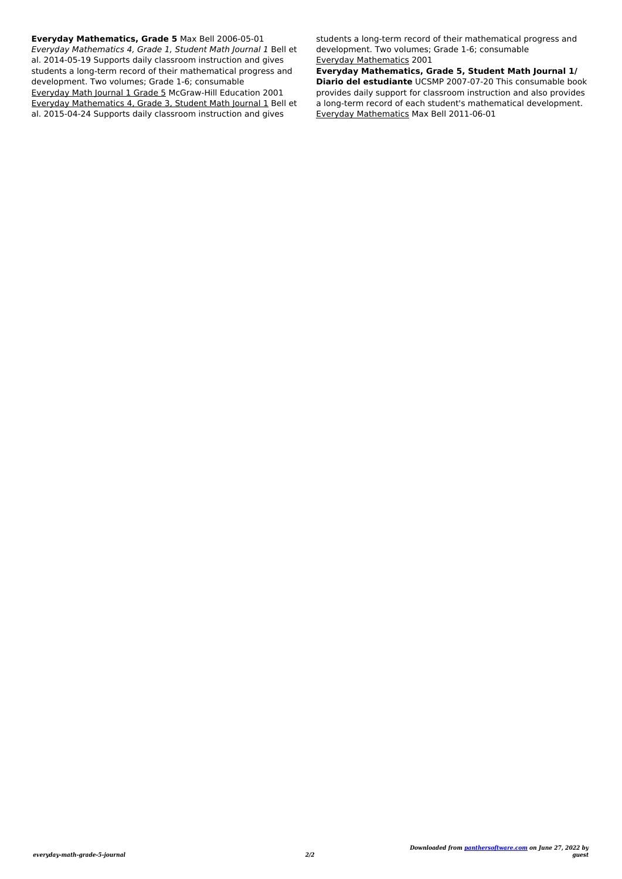**Everyday Mathematics, Grade 5** Max Bell 2006-05-01

*Everyday Mathematics 4, Grade 1, Student Math Journal 1* Bell et al. 2014-05-19 Supports daily classroom instruction and gives students a long-term record of their mathematical progress and development. Two volumes; Grade 1-6; consumable

Everyday Math Journal 1 Grade 5 McGraw-Hill Education 2001

Everyday Mathematics 4, Grade 3, Student Math Journal 1 Bell et al. 2015-04-24 Supports daily classroom instruction and gives students a long-term record of their mathematical progress and development. Two volumes; Grade 1-6; consumable

Everyday Mathematics 2001

**Everyday Mathematics, Grade 5, Student Math Journal 1/ Diario del estudiante** UCSMP 2007-07-20 This consumable book provides daily support for classroom instruction and also provides a long-term record of each student's mathematical development.

Everyday Mathematics Max Bell 2011-06-01